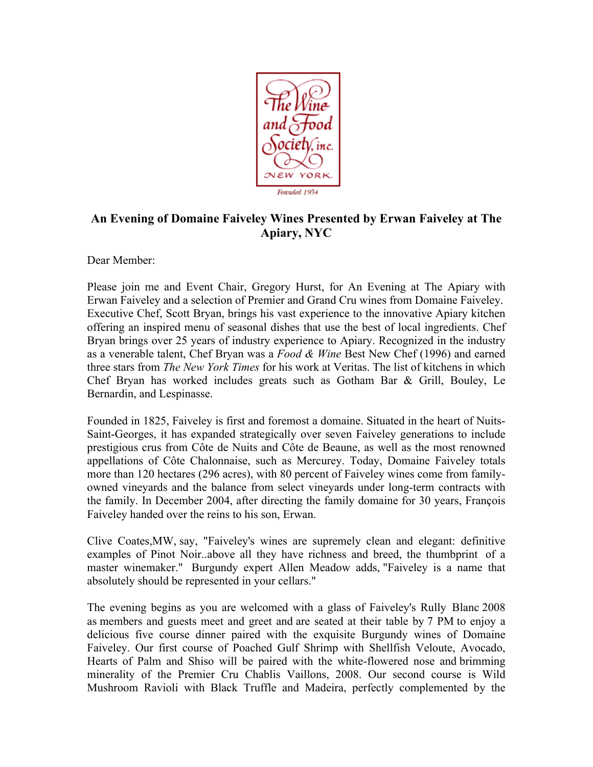The Wine and Food Society, inc.
NEW YORK
Founded 1934

## An Evening of Domaine Faiveley Wines Presented by Erwan Faiveley at The Apiary, NYC

Dear Member:

Please join me and Event Chair, Gregory Hurst, for An Evening at The Apiary with Erwan Faiveley and a selection of Premier and Grand Cru wines from Domaine Faiveley. Executive Chef, Scott Bryan, brings his vast experience to the innovative Apiary kitchen offering an inspired menu of seasonal dishes that use the best of local ingredients. Chef Bryan brings over 25 years of industry experience to Apiary. Recognized in the industry as a venerable talent, Chef Bryan was a *Food & Wine* Best New Chef (1996) and earned three stars from *The New York Times* for his work at Veritas. The list of kitchens in which Chef Bryan has worked includes greats such as Gotham Bar & Grill, Bouley, Le Bernardin, and Lespinasse.

Founded in 1825, Faiveley is first and foremost a domaine. Situated in the heart of Nuits-Saint-Georges, it has expanded strategically over seven Faiveley generations to include prestigious crus from Côte de Nuits and Côte de Beaune, as well as the most renowned appellations of Côte Chalonnaise, such as Mercurey. Today, Domaine Faiveley totals more than 120 hectares (296 acres), with 80 percent of Faiveley wines come from family-owned vineyards and the balance from select vineyards under long-term contracts with the family. In December 2004, after directing the family domaine for 30 years, François Faiveley handed over the reins to his son, Erwan.

Clive Coates,MW, say, "Faiveley's wines are supremely clean and elegant: definitive examples of Pinot Noir..above all they have richness and breed, the thumbprint of a master winemaker." Burgundy expert Allen Meadow adds, "Faiveley is a name that absolutely should be represented in your cellars."

The evening begins as you are welcomed with a glass of Faiveley's Rully Blanc 2008 as members and guests meet and greet and are seated at their table by 7 PM to enjoy a delicious five course dinner paired with the exquisite Burgundy wines of Domaine Faiveley. Our first course of Poached Gulf Shrimp with Shellfish Veloute, Avocado, Hearts of Palm and Shiso will be paired with the white-flowered nose and brimming minerality of the Premier Cru Chablis Vaillons, 2008. Our second course is Wild Mushroom Ravioli with Black Truffle and Madeira, perfectly complemented by the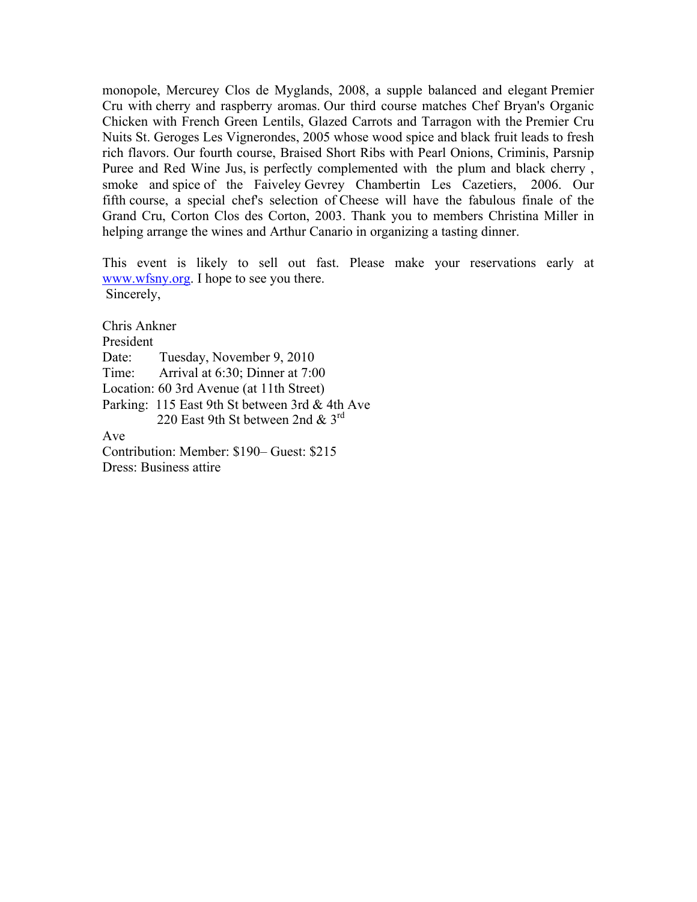monopole, Mercurey Clos de Myglands, 2008, a supple balanced and elegant Premier Cru with cherry and raspberry aromas. Our third course matches Chef Bryan's Organic Chicken with French Green Lentils, Glazed Carrots and Tarragon with the Premier Cru Nuits St. Geroges Les Vignerondes, 2005 whose wood spice and black fruit leads to fresh rich flavors. Our fourth course, Braised Short Ribs with Pearl Onions, Criminis, Parsnip Puree and Red Wine Jus, is perfectly complemented with the plum and black cherry , smoke and spice of the Faiveley Gevrey Chambertin Les Cazetiers, 2006. Our fifth course, a special chef's selection of Cheese will have the fabulous finale of the Grand Cru, Corton Clos des Corton, 2003. Thank you to members Christina Miller in helping arrange the wines and Arthur Canario in organizing a tasting dinner.

This event is likely to sell out fast. Please make your reservations early at www.wfsny.org. I hope to see you there.

Sincerely,

Chris Ankner  
President  
Date: Tuesday, November 9, 2010  
Time: Arrival at 6:30; Dinner at 7:00  
Location: 60 3rd Avenue (at 11th Street)  
Parking: 115 East 9th St between 3rd & 4th Ave  
220 East 9th St between 2nd & 3rd Ave  
Contribution: Member: $190– Guest: $215  
Dress: Business attire